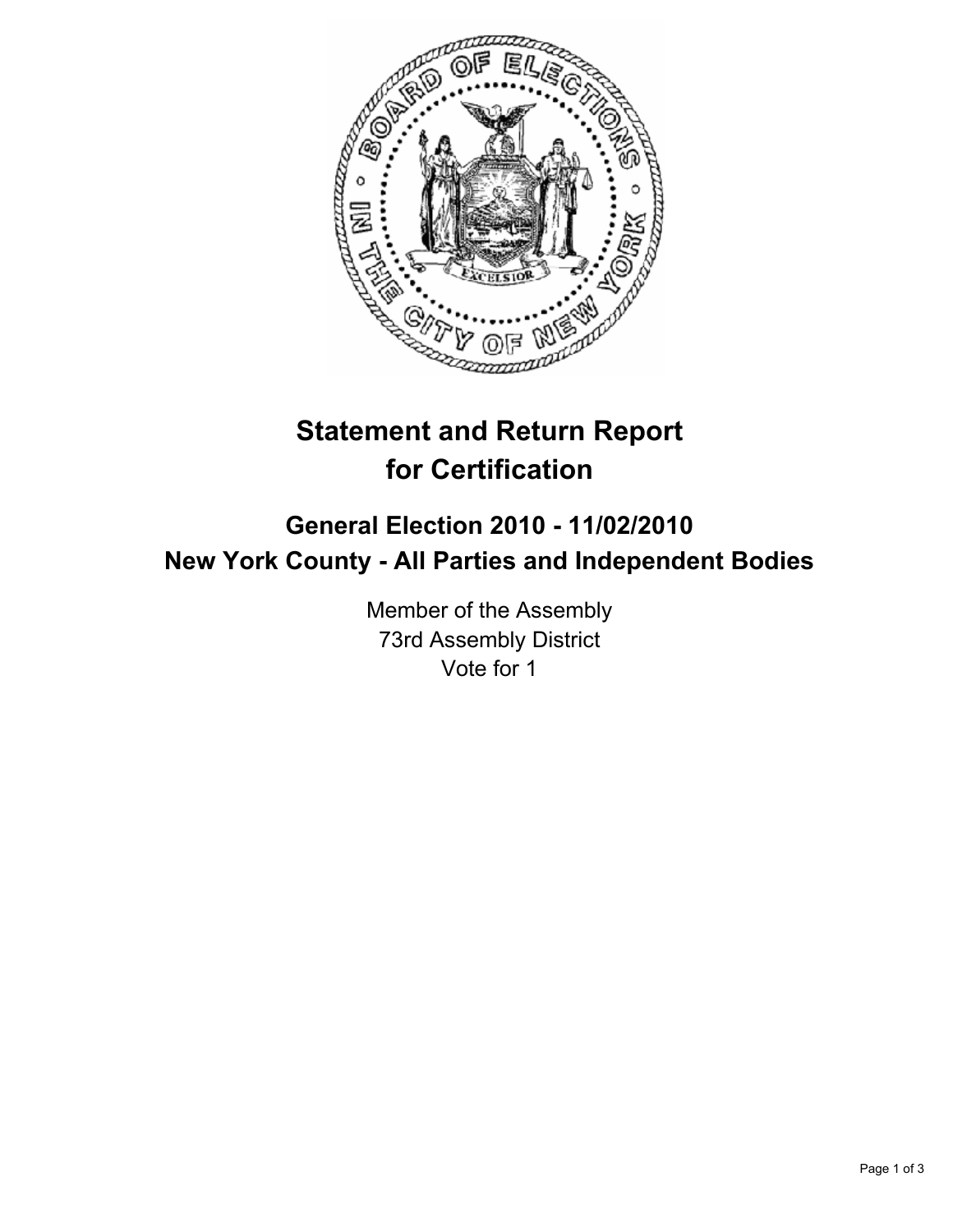# Statement and Return Report for Certification

## General Election 2010 - 11/02/2010
## New York County - All Parties and Independent Bodies

Member of the Assembly
73rd Assembly District
Vote for 1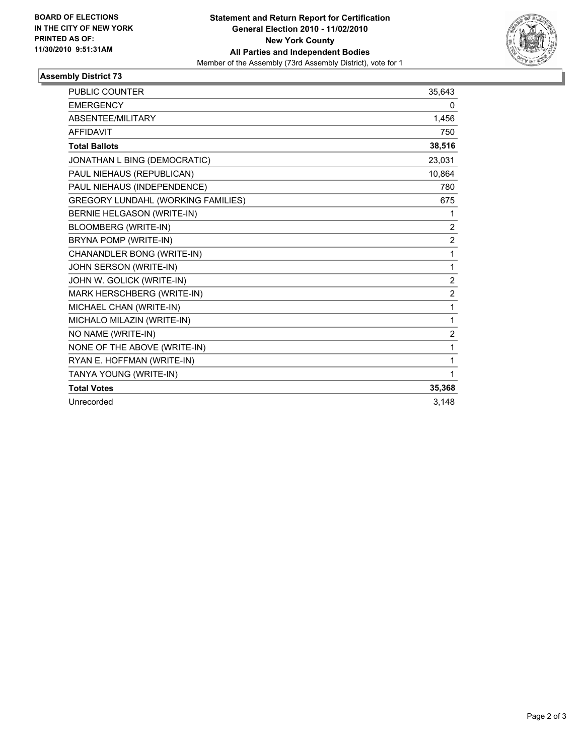**BOARD OF ELECTIONS IN THE CITY OF NEW YORK PRINTED AS OF: 11/30/2010 9:51:31AM**

**Statement and Return Report for Certification**
**General Election 2010 - 11/02/2010**
**New York County**
**All Parties and Independent Bodies**
Member of the Assembly (73rd Assembly District), vote for 1

## Assembly District 73

| | |
|---|---|
| PUBLIC COUNTER | 35,643 |
| EMERGENCY | 0 |
| ABSENTEE/MILITARY | 1,456 |
| AFFIDAVIT | 750 |
| **Total Ballots** | **38,516** |
| JONATHAN L BING (DEMOCRATIC) | 23,031 |
| PAUL NIEHAUS (REPUBLICAN) | 10,864 |
| PAUL NIEHAUS (INDEPENDENCE) | 780 |
| GREGORY LUNDAHL (WORKING FAMILIES) | 675 |
| BERNIE HELGASON (WRITE-IN) | 1 |
| BLOOMBERG (WRITE-IN) | 2 |
| BRYNA POMP (WRITE-IN) | 2 |
| CHANANDLER BONG (WRITE-IN) | 1 |
| JOHN SERSON (WRITE-IN) | 1 |
| JOHN W. GOLICK (WRITE-IN) | 2 |
| MARK HERSCHBERG (WRITE-IN) | 2 |
| MICHAEL CHAN (WRITE-IN) | 1 |
| MICHALO MILAZIN (WRITE-IN) | 1 |
| NO NAME (WRITE-IN) | 2 |
| NONE OF THE ABOVE (WRITE-IN) | 1 |
| RYAN E. HOFFMAN (WRITE-IN) | 1 |
| TANYA YOUNG (WRITE-IN) | 1 |
| **Total Votes** | **35,368** |
| Unrecorded | 3,148 |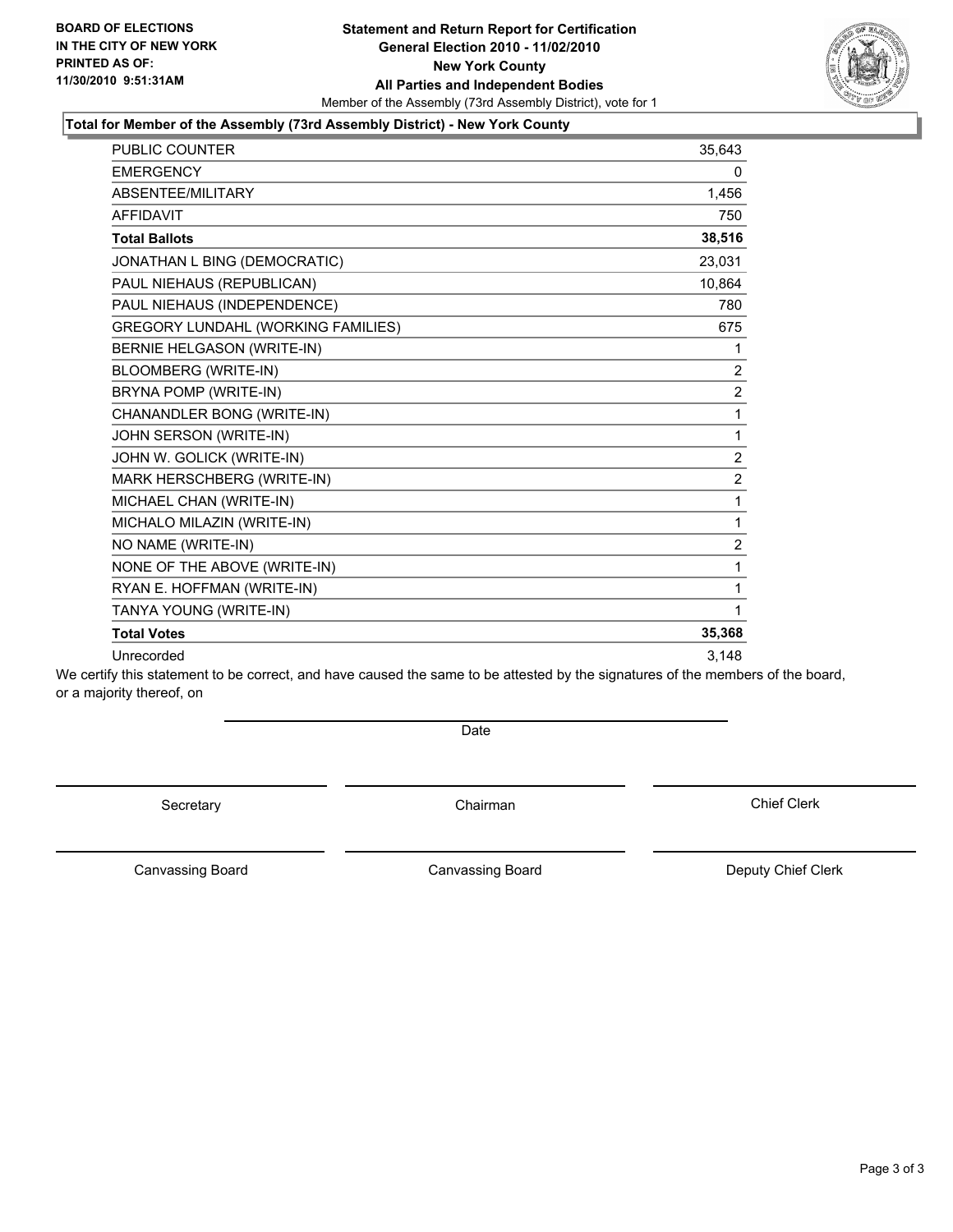**BOARD OF ELECTIONS IN THE CITY OF NEW YORK PRINTED AS OF: 11/30/2010 9:51:31AM**

**Statement and Return Report for Certification**
**General Election 2010 - 11/02/2010**
**New York County**
**All Parties and Independent Bodies**
Member of the Assembly (73rd Assembly District), vote for 1

**Total for Member of the Assembly (73rd Assembly District) - New York County**

| | |
|---|---|
| PUBLIC COUNTER | 35,643 |
| EMERGENCY | 0 |
| ABSENTEE/MILITARY | 1,456 |
| AFFIDAVIT | 750 |
| **Total Ballots** | **38,516** |
| JONATHAN L BING (DEMOCRATIC) | 23,031 |
| PAUL NIEHAUS (REPUBLICAN) | 10,864 |
| PAUL NIEHAUS (INDEPENDENCE) | 780 |
| GREGORY LUNDAHL (WORKING FAMILIES) | 675 |
| BERNIE HELGASON (WRITE-IN) | 1 |
| BLOOMBERG (WRITE-IN) | 2 |
| BRYNA POMP (WRITE-IN) | 2 |
| CHANANDLER BONG (WRITE-IN) | 1 |
| JOHN SERSON (WRITE-IN) | 1 |
| JOHN W. GOLICK (WRITE-IN) | 2 |
| MARK HERSCHBERG (WRITE-IN) | 2 |
| MICHAEL CHAN (WRITE-IN) | 1 |
| MICHALO MILAZIN (WRITE-IN) | 1 |
| NO NAME (WRITE-IN) | 2 |
| NONE OF THE ABOVE (WRITE-IN) | 1 |
| RYAN E. HOFFMAN (WRITE-IN) | 1 |
| TANYA YOUNG (WRITE-IN) | 1 |
| **Total Votes** | **35,368** |
| Unrecorded | 3,148 |

We certify this statement to be correct, and have caused the same to be attested by the signatures of the members of the board, or a majority thereof, on

Date

Secretary | Chairman | Chief Clerk

Canvassing Board | Canvassing Board | Deputy Chief Clerk